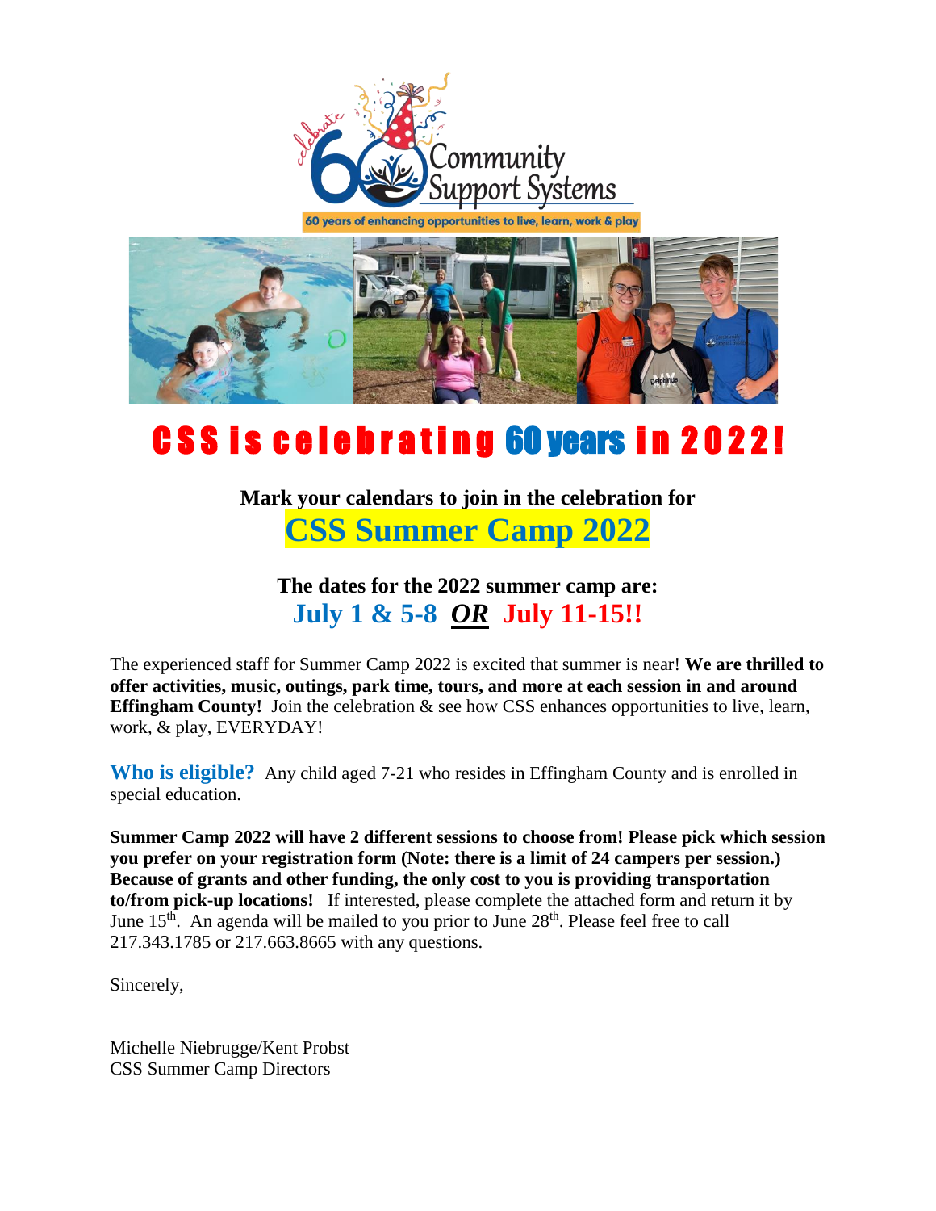Community Support Systems

celebrate 60

60 years of enhancing opportunities to live, learn, work & play

# CSS is celebrating 60 years in 2022!

**Mark your calendars to join in the celebration for**

## CSS Summer Camp 2022

**The dates for the 2022 summer camp are:**

**July 1 & 5-8 *OR* July 11-15!!**

The experienced staff for Summer Camp 2022 is excited that summer is near! **We are thrilled to offer activities, music, outings, park time, tours, and more at each session in and around Effingham County!** Join the celebration & see how CSS enhances opportunities to live, learn, work, & play, EVERYDAY!

**Who is eligible?** Any child aged 7-21 who resides in Effingham County and is enrolled in special education.

**Summer Camp 2022 will have 2 different sessions to choose from! Please pick which session you prefer on your registration form (Note: there is a limit of 24 campers per session.) Because of grants and other funding, the only cost to you is providing transportation to/from pick-up locations!** If interested, please complete the attached form and return it by June 15th. An agenda will be mailed to you prior to June 28th. Please feel free to call 217.343.1785 or 217.663.8665 with any questions.

Sincerely,

Michelle Niebrugge/Kent Probst
CSS Summer Camp Directors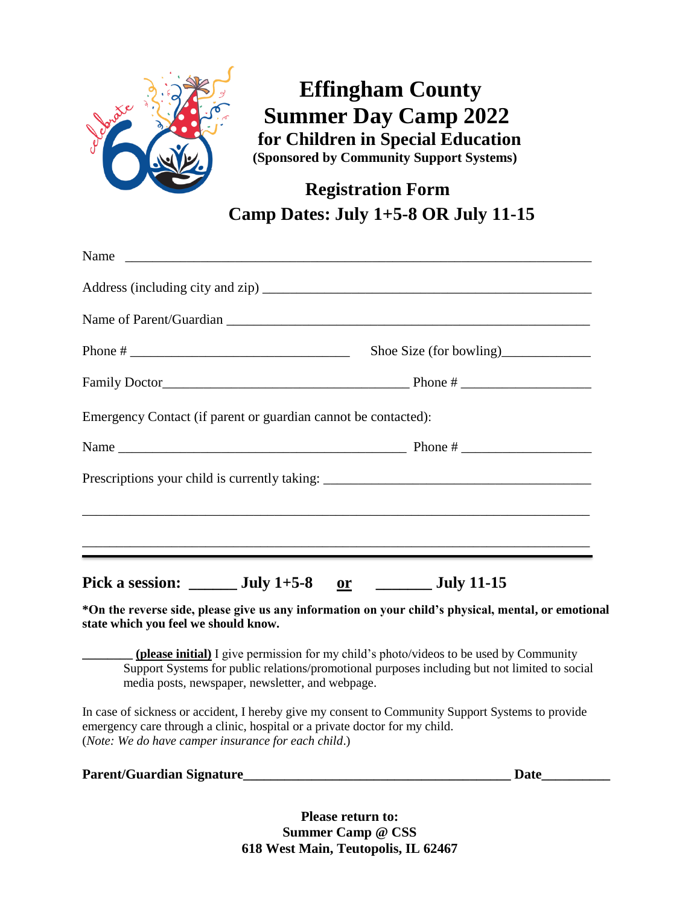# Effingham County
# Summer Day Camp 2022
## for Children in Special Education
**(Sponsored by Community Support Systems)**

## Registration Form
## Camp Dates: July 1+5-8 OR July 11-15

Name ____________________________________________________________________

Address (including city and zip) ______________________________________________

Name of Parent/Guardian ____________________________________________________

Phone # _________________________________ Shoe Size (for bowling)_____________

Family Doctor____________________________________ Phone # __________________

Emergency Contact (if parent or guardian cannot be contacted):

Name ___________________________________________ Phone # __________________

Prescriptions your child is currently taking: ________________________________________

___________________________________________________________________________

___________________________________________________________________________

**Pick a session: ______ July 1+5-8 or _______ July 11-15**

***On the reverse side, please give us any information on your child's physical, mental, or emotional state which you feel we should know.**

________ **(please initial)** I give permission for my child's photo/videos to be used by Community Support Systems for public relations/promotional purposes including but not limited to social media posts, newspaper, newsletter, and webpage.

In case of sickness or accident, I hereby give my consent to Community Support Systems to provide emergency care through a clinic, hospital or a private doctor for my child.
(*Note: We do have camper insurance for each child*.)

**Parent/Guardian Signature_______________________________________ Date__________**

**Please return to:**
**Summer Camp @ CSS**
**618 West Main, Teutopolis, IL 62467**